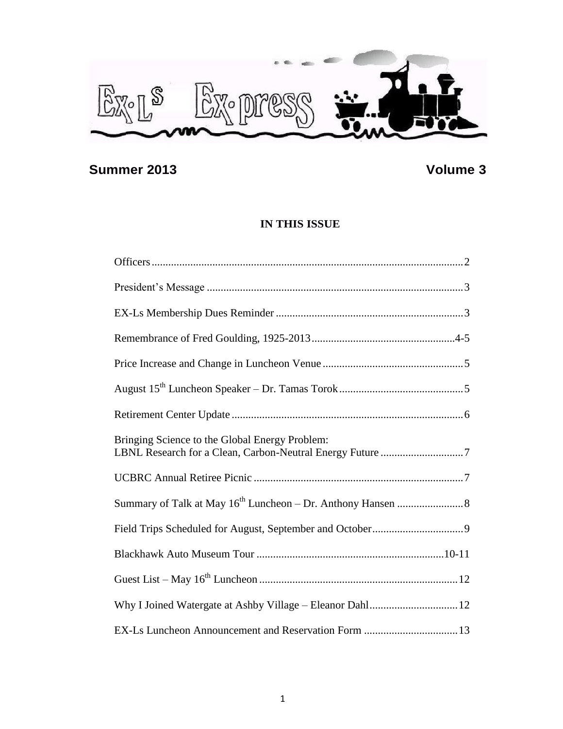# EX-Ls Ex-press

**Summer 2013** **Volume 3**

**IN THIS ISSUE**

| | |
|---|---|
| Officers | 2 |
| President's Message | 3 |
| EX-Ls Membership Dues Reminder | 3 |
| Remembrance of Fred Goulding, 1925-2013 | 4-5 |
| Price Increase and Change in Luncheon Venue | 5 |
| August 15th Luncheon Speaker – Dr. Tamas Torok | 5 |
| Retirement Center Update | 6 |
| Bringing Science to the Global Energy Problem: LBNL Research for a Clean, Carbon-Neutral Energy Future | 7 |
| UCBRC Annual Retiree Picnic | 7 |
| Summary of Talk at May 16th Luncheon – Dr. Anthony Hansen | 8 |
| Field Trips Scheduled for August, September and October | 9 |
| Blackhawk Auto Museum Tour | 10-11 |
| Guest List – May 16th Luncheon | 12 |
| Why I Joined Watergate at Ashby Village – Eleanor Dahl | 12 |
| EX-Ls Luncheon Announcement and Reservation Form | 13 |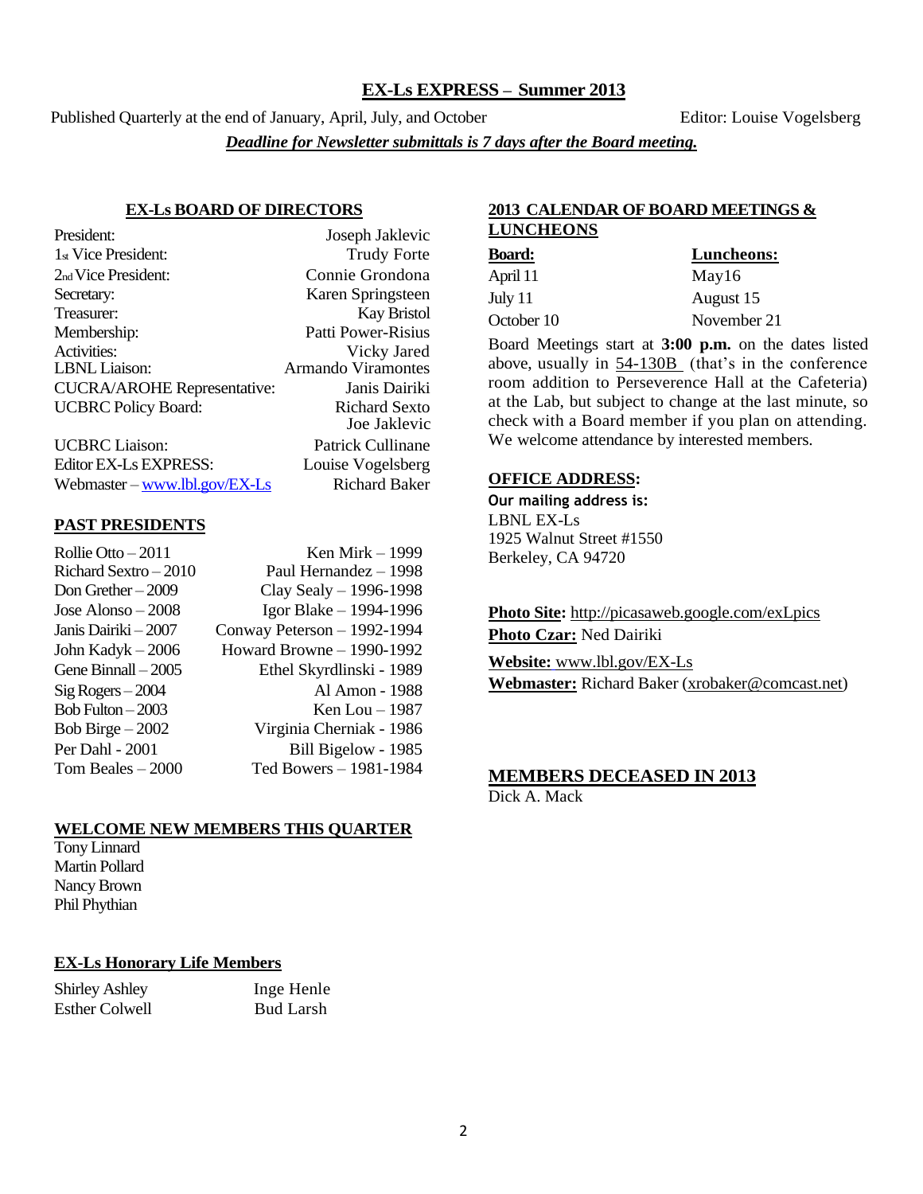# EX-Ls EXPRESS – Summer 2013

Published Quarterly at the end of January, April, July, and October | Editor: Louise Vogelsberg

***Deadline for Newsletter submittals is 7 days after the Board meeting.***

## EX-Ls BOARD OF DIRECTORS

| | |
|---|---|
| President: | Joseph Jaklevic |
| 1st Vice President: | Trudy Forte |
| 2nd Vice President: | Connie Grondona |
| Secretary: | Karen Springsteen |
| Treasurer: | Kay Bristol |
| Membership: | Patti Power-Risius |
| Activities: | Vicky Jared |
| LBNL Liaison: | Armando Viramontes |
| CUCRA/AROHE Representative: | Janis Dairiki |
| UCBRC Policy Board: | Richard Sexto<br>Joe Jaklevic |
| UCBRC Liaison: | Patrick Cullinane |
| Editor EX-Ls EXPRESS: | Louise Vogelsberg |
| Webmaster – www.lbl.gov/EX-Ls | Richard Baker |

## PAST PRESIDENTS

| | |
|---|---|
| Rollie Otto – 2011 | Ken Mirk – 1999 |
| Richard Sextro – 2010 | Paul Hernandez – 1998 |
| Don Grether – 2009 | Clay Sealy – 1996-1998 |
| Jose Alonso – 2008 | Igor Blake – 1994-1996 |
| Janis Dairiki – 2007 | Conway Peterson – 1992-1994 |
| John Kadyk – 2006 | Howard Browne – 1990-1992 |
| Gene Binnall – 2005 | Ethel Skyrdlinski - 1989 |
| Sig Rogers – 2004 | Al Amon - 1988 |
| Bob Fulton – 2003 | Ken Lou – 1987 |
| Bob Birge – 2002 | Virginia Cherniak - 1986 |
| Per Dahl - 2001 | Bill Bigelow - 1985 |
| Tom Beales – 2000 | Ted Bowers – 1981-1984 |

## WELCOME NEW MEMBERS THIS QUARTER

Tony Linnard
Martin Pollard
Nancy Brown
Phil Phythian

## EX-Ls Honorary Life Members

| | |
|---|---|
| Shirley Ashley | Inge Henle |
| Esther Colwell | Bud Larsh |

## 2013 CALENDAR OF BOARD MEETINGS & LUNCHEONS

| **Board:** | **Luncheons:** |
|---|---|
| April 11 | May16 |
| July 11 | August 15 |
| October 10 | November 21 |

Board Meetings start at **3:00 p.m.** on the dates listed above, usually in 54-130B (that's in the conference room addition to Perseverence Hall at the Cafeteria) at the Lab, but subject to change at the last minute, so check with a Board member if you plan on attending. We welcome attendance by interested members.

## OFFICE ADDRESS:

**Our mailing address is:**
LBNL EX-Ls
1925 Walnut Street #1550
Berkeley, CA 94720

**Photo Site:** http://picasaweb.google.com/exLpics
**Photo Czar:** Ned Dairiki

**Website:** www.lbl.gov/EX-Ls
**Webmaster:** Richard Baker (xrobaker@comcast.net)

## MEMBERS DECEASED IN 2013

Dick A. Mack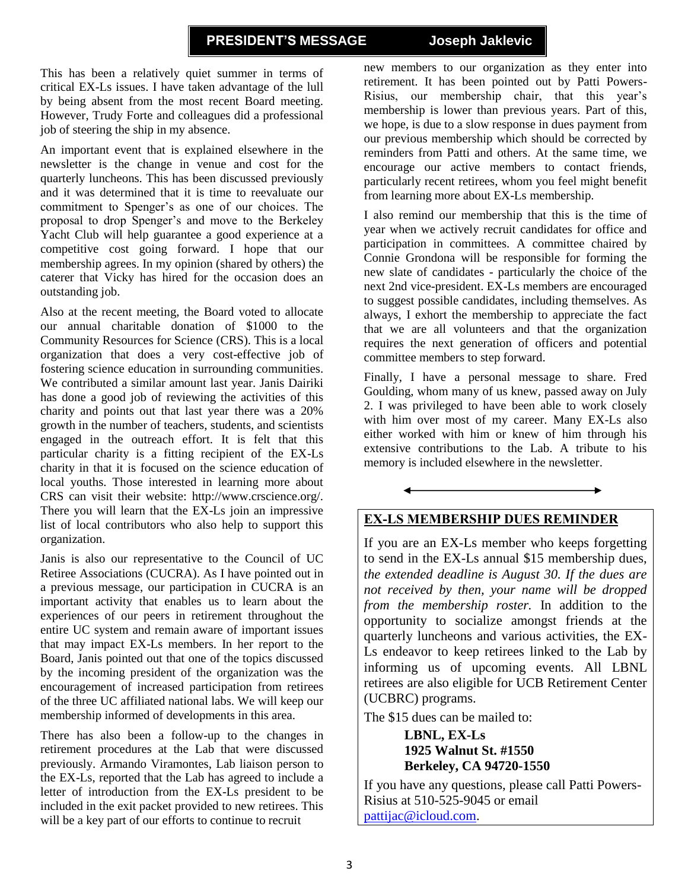## PRESIDENT'S MESSAGE — Joseph Jaklevic

This has been a relatively quiet summer in terms of critical EX-Ls issues. I have taken advantage of the lull by being absent from the most recent Board meeting. However, Trudy Forte and colleagues did a professional job of steering the ship in my absence.

An important event that is explained elsewhere in the newsletter is the change in venue and cost for the quarterly luncheons. This has been discussed previously and it was determined that it is time to reevaluate our commitment to Spenger's as one of our choices. The proposal to drop Spenger's and move to the Berkeley Yacht Club will help guarantee a good experience at a competitive cost going forward. I hope that our membership agrees. In my opinion (shared by others) the caterer that Vicky has hired for the occasion does an outstanding job.

Also at the recent meeting, the Board voted to allocate our annual charitable donation of $1000 to the Community Resources for Science (CRS). This is a local organization that does a very cost-effective job of fostering science education in surrounding communities. We contributed a similar amount last year. Janis Dairiki has done a good job of reviewing the activities of this charity and points out that last year there was a 20% growth in the number of teachers, students, and scientists engaged in the outreach effort. It is felt that this particular charity is a fitting recipient of the EX-Ls charity in that it is focused on the science education of local youths. Those interested in learning more about CRS can visit their website: http://www.crscience.org/. There you will learn that the EX-Ls join an impressive list of local contributors who also help to support this organization.

Janis is also our representative to the Council of UC Retiree Associations (CUCRA). As I have pointed out in a previous message, our participation in CUCRA is an important activity that enables us to learn about the experiences of our peers in retirement throughout the entire UC system and remain aware of important issues that may impact EX-Ls members. In her report to the Board, Janis pointed out that one of the topics discussed by the incoming president of the organization was the encouragement of increased participation from retirees of the three UC affiliated national labs. We will keep our membership informed of developments in this area.

There has also been a follow-up to the changes in retirement procedures at the Lab that were discussed previously. Armando Viramontes, Lab liaison person to the EX-Ls, reported that the Lab has agreed to include a letter of introduction from the EX-Ls president to be included in the exit packet provided to new retirees. This will be a key part of our efforts to continue to recruit new members to our organization as they enter into retirement. It has been pointed out by Patti Powers-Risius, our membership chair, that this year's membership is lower than previous years. Part of this, we hope, is due to a slow response in dues payment from our previous membership which should be corrected by reminders from Patti and others. At the same time, we encourage our active members to contact friends, particularly recent retirees, whom you feel might benefit from learning more about EX-Ls membership.

I also remind our membership that this is the time of year when we actively recruit candidates for office and participation in committees. A committee chaired by Connie Grondona will be responsible for forming the new slate of candidates - particularly the choice of the next 2nd vice-president. EX-Ls members are encouraged to suggest possible candidates, including themselves. As always, I exhort the membership to appreciate the fact that we are all volunteers and that the organization requires the next generation of officers and potential committee members to step forward.

Finally, I have a personal message to share. Fred Goulding, whom many of us knew, passed away on July 2. I was privileged to have been able to work closely with him over most of my career. Many EX-Ls also either worked with him or knew of him through his extensive contributions to the Lab. A tribute to his memory is included elsewhere in the newsletter.

### EX-LS MEMBERSHIP DUES REMINDER

If you are an EX-Ls member who keeps forgetting to send in the EX-Ls annual $15 membership dues, *the extended deadline is August 30. If the dues are not received by then, your name will be dropped from the membership roster.* In addition to the opportunity to socialize amongst friends at the quarterly luncheons and various activities, the EX-Ls endeavor to keep retirees linked to the Lab by informing us of upcoming events. All LBNL retirees are also eligible for UCB Retirement Center (UCBRC) programs.

The $15 dues can be mailed to:

**LBNL, EX-Ls**
**1925 Walnut St. #1550**
**Berkeley, CA 94720-1550**

If you have any questions, please call Patti Powers-Risius at 510-525-9045 or email pattijac@icloud.com.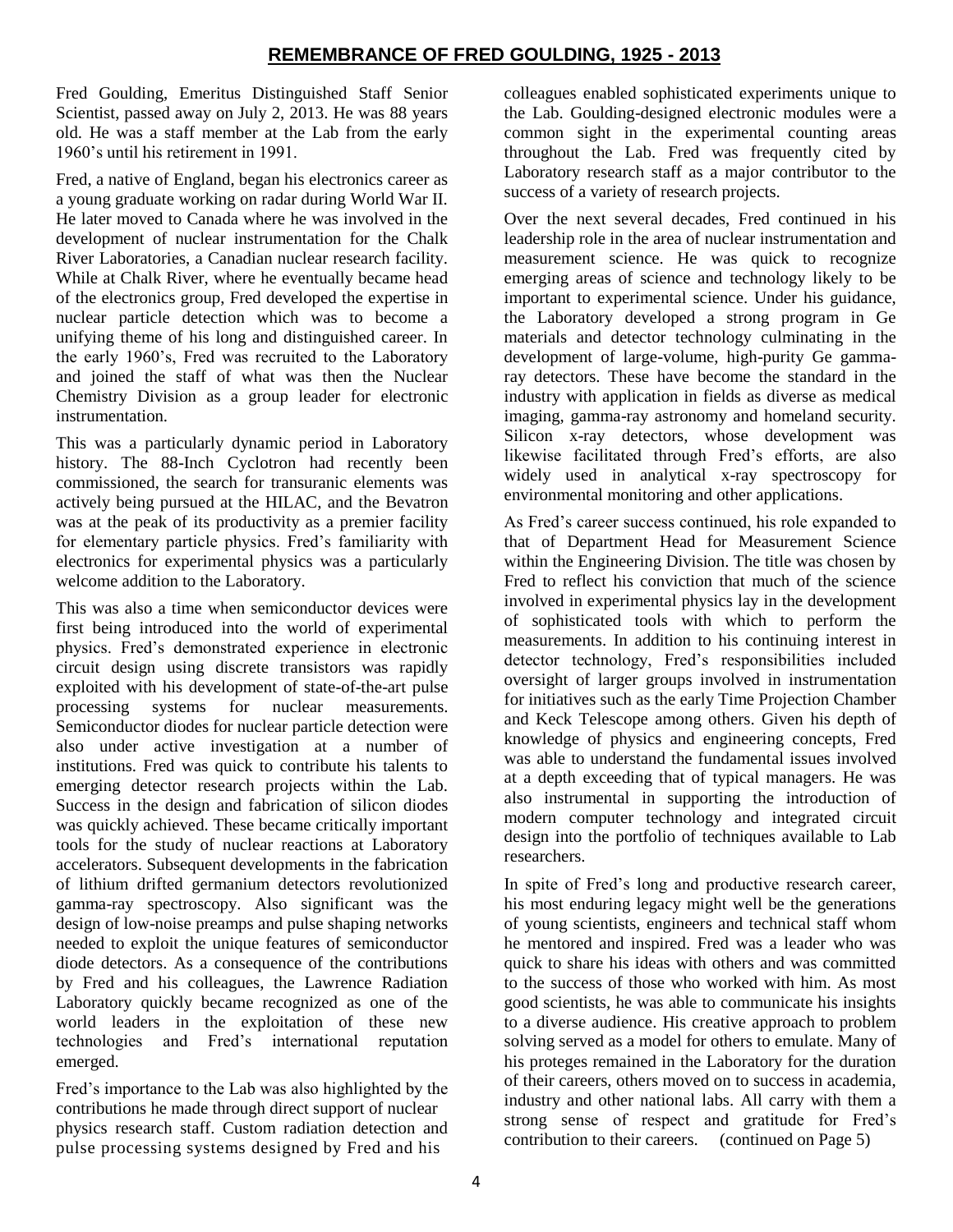## REMEMBRANCE OF FRED GOULDING, 1925 - 2013

Fred Goulding, Emeritus Distinguished Staff Senior Scientist, passed away on July 2, 2013. He was 88 years old. He was a staff member at the Lab from the early 1960's until his retirement in 1991.

Fred, a native of England, began his electronics career as a young graduate working on radar during World War II. He later moved to Canada where he was involved in the development of nuclear instrumentation for the Chalk River Laboratories, a Canadian nuclear research facility. While at Chalk River, where he eventually became head of the electronics group, Fred developed the expertise in nuclear particle detection which was to become a unifying theme of his long and distinguished career. In the early 1960's, Fred was recruited to the Laboratory and joined the staff of what was then the Nuclear Chemistry Division as a group leader for electronic instrumentation.

This was a particularly dynamic period in Laboratory history. The 88-Inch Cyclotron had recently been commissioned, the search for transuranic elements was actively being pursued at the HILAC, and the Bevatron was at the peak of its productivity as a premier facility for elementary particle physics. Fred's familiarity with electronics for experimental physics was a particularly welcome addition to the Laboratory.

This was also a time when semiconductor devices were first being introduced into the world of experimental physics. Fred's demonstrated experience in electronic circuit design using discrete transistors was rapidly exploited with his development of state-of-the-art pulse processing systems for nuclear measurements. Semiconductor diodes for nuclear particle detection were also under active investigation at a number of institutions. Fred was quick to contribute his talents to emerging detector research projects within the Lab. Success in the design and fabrication of silicon diodes was quickly achieved. These became critically important tools for the study of nuclear reactions at Laboratory accelerators. Subsequent developments in the fabrication of lithium drifted germanium detectors revolutionized gamma-ray spectroscopy. Also significant was the design of low-noise preamps and pulse shaping networks needed to exploit the unique features of semiconductor diode detectors. As a consequence of the contributions by Fred and his colleagues, the Lawrence Radiation Laboratory quickly became recognized as one of the world leaders in the exploitation of these new technologies and Fred's international reputation emerged.

Fred's importance to the Lab was also highlighted by the contributions he made through direct support of nuclear physics research staff. Custom radiation detection and pulse processing systems designed by Fred and his colleagues enabled sophisticated experiments unique to the Lab. Goulding-designed electronic modules were a common sight in the experimental counting areas throughout the Lab. Fred was frequently cited by Laboratory research staff as a major contributor to the success of a variety of research projects.

Over the next several decades, Fred continued in his leadership role in the area of nuclear instrumentation and measurement science. He was quick to recognize emerging areas of science and technology likely to be important to experimental science. Under his guidance, the Laboratory developed a strong program in Ge materials and detector technology culminating in the development of large-volume, high-purity Ge gamma-ray detectors. These have become the standard in the industry with application in fields as diverse as medical imaging, gamma-ray astronomy and homeland security. Silicon x-ray detectors, whose development was likewise facilitated through Fred's efforts, are also widely used in analytical x-ray spectroscopy for environmental monitoring and other applications.

As Fred's career success continued, his role expanded to that of Department Head for Measurement Science within the Engineering Division. The title was chosen by Fred to reflect his conviction that much of the science involved in experimental physics lay in the development of sophisticated tools with which to perform the measurements. In addition to his continuing interest in detector technology, Fred's responsibilities included oversight of larger groups involved in instrumentation for initiatives such as the early Time Projection Chamber and Keck Telescope among others. Given his depth of knowledge of physics and engineering concepts, Fred was able to understand the fundamental issues involved at a depth exceeding that of typical managers. He was also instrumental in supporting the introduction of modern computer technology and integrated circuit design into the portfolio of techniques available to Lab researchers.

In spite of Fred's long and productive research career, his most enduring legacy might well be the generations of young scientists, engineers and technical staff whom he mentored and inspired. Fred was a leader who was quick to share his ideas with others and was committed to the success of those who worked with him. As most good scientists, he was able to communicate his insights to a diverse audience. His creative approach to problem solving served as a model for others to emulate. Many of his proteges remained in the Laboratory for the duration of their careers, others moved on to success in academia, industry and other national labs. All carry with them a strong sense of respect and gratitude for Fred's contribution to their careers. (continued on Page 5)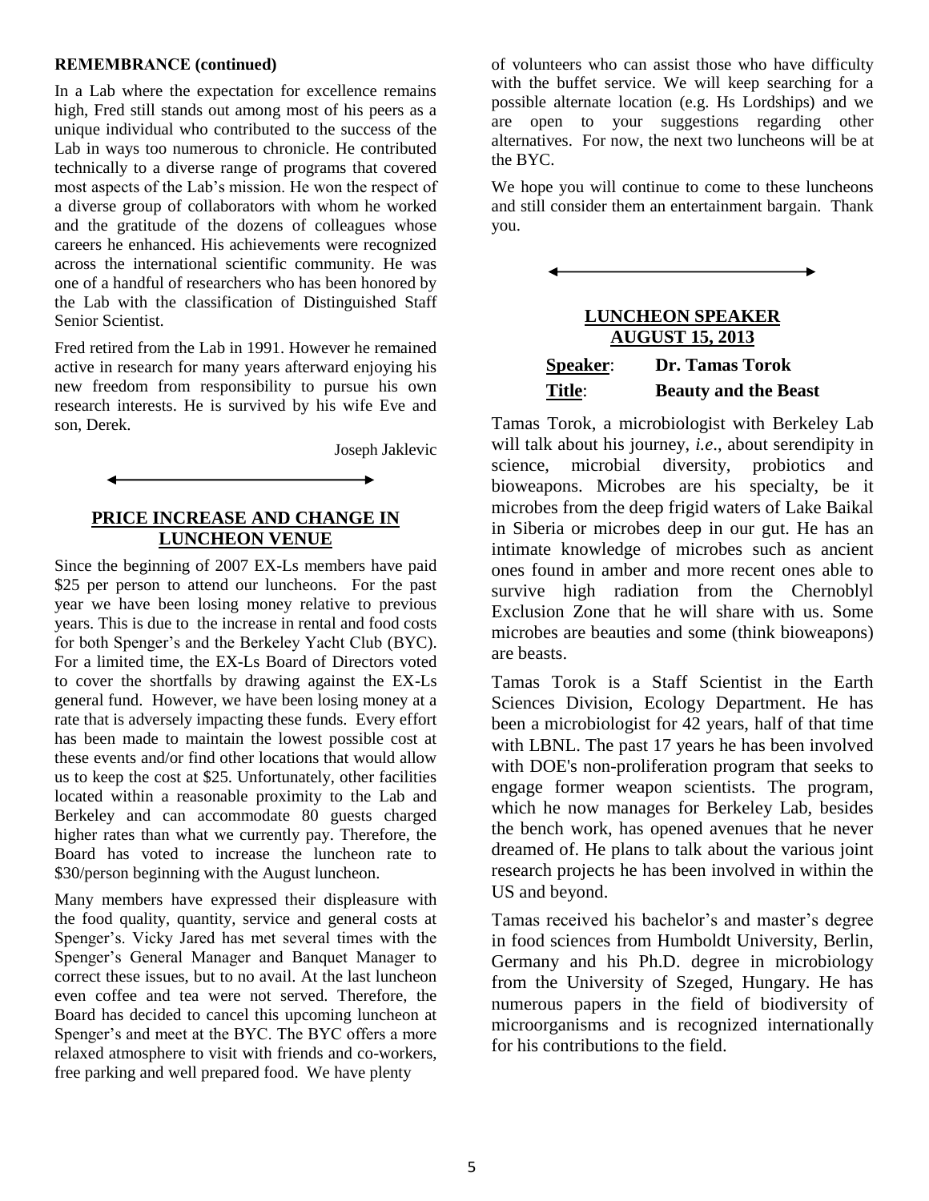**REMEMBRANCE (continued)**

In a Lab where the expectation for excellence remains high, Fred still stands out among most of his peers as a unique individual who contributed to the success of the Lab in ways too numerous to chronicle. He contributed technically to a diverse range of programs that covered most aspects of the Lab's mission. He won the respect of a diverse group of collaborators with whom he worked and the gratitude of the dozens of colleagues whose careers he enhanced. His achievements were recognized across the international scientific community. He was one of a handful of researchers who has been honored by the Lab with the classification of Distinguished Staff Senior Scientist.

Fred retired from the Lab in 1991. However he remained active in research for many years afterward enjoying his new freedom from responsibility to pursue his own research interests. He is survived by his wife Eve and son, Derek.

Joseph Jaklevic

## PRICE INCREASE AND CHANGE IN LUNCHEON VENUE

Since the beginning of 2007 EX-Ls members have paid $25 per person to attend our luncheons. For the past year we have been losing money relative to previous years. This is due to the increase in rental and food costs for both Spenger's and the Berkeley Yacht Club (BYC). For a limited time, the EX-Ls Board of Directors voted to cover the shortfalls by drawing against the EX-Ls general fund. However, we have been losing money at a rate that is adversely impacting these funds. Every effort has been made to maintain the lowest possible cost at these events and/or find other locations that would allow us to keep the cost at $25. Unfortunately, other facilities located within a reasonable proximity to the Lab and Berkeley and can accommodate 80 guests charged higher rates than what we currently pay. Therefore, the Board has voted to increase the luncheon rate to $30/person beginning with the August luncheon.

Many members have expressed their displeasure with the food quality, quantity, service and general costs at Spenger's. Vicky Jared has met several times with the Spenger's General Manager and Banquet Manager to correct these issues, but to no avail. At the last luncheon even coffee and tea were not served. Therefore, the Board has decided to cancel this upcoming luncheon at Spenger's and meet at the BYC. The BYC offers a more relaxed atmosphere to visit with friends and co-workers, free parking and well prepared food. We have plenty of volunteers who can assist those who have difficulty with the buffet service. We will keep searching for a possible alternate location (e.g. Hs Lordships) and we are open to your suggestions regarding other alternatives. For now, the next two luncheons will be at the BYC.

We hope you will continue to come to these luncheons and still consider them an entertainment bargain. Thank you.

## LUNCHEON SPEAKER AUGUST 15, 2013

**Speaker**: **Dr. Tamas Torok**

**Title**: **Beauty and the Beast**

Tamas Torok, a microbiologist with Berkeley Lab will talk about his journey, *i.e*., about serendipity in science, microbial diversity, probiotics and bioweapons. Microbes are his specialty, be it microbes from the deep frigid waters of Lake Baikal in Siberia or microbes deep in our gut. He has an intimate knowledge of microbes such as ancient ones found in amber and more recent ones able to survive high radiation from the Chernoblyl Exclusion Zone that he will share with us. Some microbes are beauties and some (think bioweapons) are beasts.

Tamas Torok is a Staff Scientist in the Earth Sciences Division, Ecology Department. He has been a microbiologist for 42 years, half of that time with LBNL. The past 17 years he has been involved with DOE's non-proliferation program that seeks to engage former weapon scientists. The program, which he now manages for Berkeley Lab, besides the bench work, has opened avenues that he never dreamed of. He plans to talk about the various joint research projects he has been involved in within the US and beyond.

Tamas received his bachelor's and master's degree in food sciences from Humboldt University, Berlin, Germany and his Ph.D. degree in microbiology from the University of Szeged, Hungary. He has numerous papers in the field of biodiversity of microorganisms and is recognized internationally for his contributions to the field.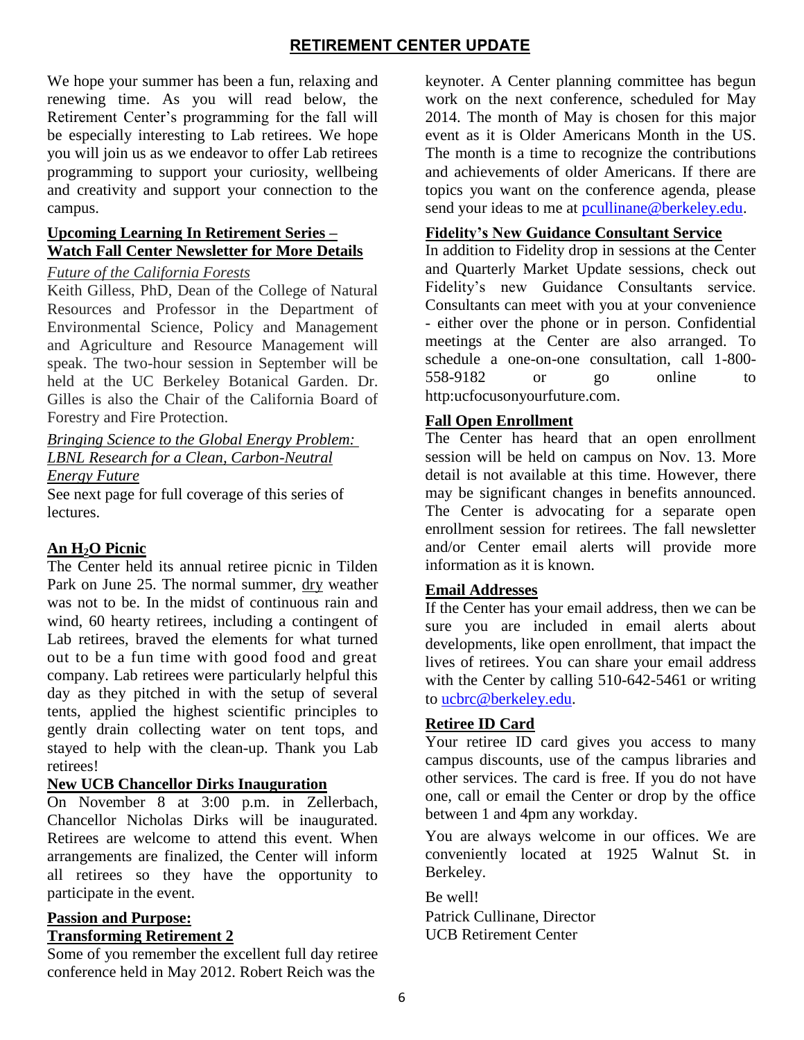## RETIREMENT CENTER UPDATE

We hope your summer has been a fun, relaxing and renewing time. As you will read below, the Retirement Center's programming for the fall will be especially interesting to Lab retirees. We hope you will join us as we endeavor to offer Lab retirees programming to support your curiosity, wellbeing and creativity and support your connection to the campus.

### Upcoming Learning In Retirement Series – Watch Fall Center Newsletter for More Details

*Future of the California Forests*

Keith Gilless, PhD, Dean of the College of Natural Resources and Professor in the Department of Environmental Science, Policy and Management and Agriculture and Resource Management will speak. The two-hour session in September will be held at the UC Berkeley Botanical Garden. Dr. Gilles is also the Chair of the California Board of Forestry and Fire Protection.

*Bringing Science to the Global Energy Problem: LBNL Research for a Clean, Carbon-Neutral Energy Future*

See next page for full coverage of this series of lectures.

### An $H_2O$ Picnic

The Center held its annual retiree picnic in Tilden Park on June 25. The normal summer, dry weather was not to be. In the midst of continuous rain and wind, 60 hearty retirees, including a contingent of Lab retirees, braved the elements for what turned out to be a fun time with good food and great company. Lab retirees were particularly helpful this day as they pitched in with the setup of several tents, applied the highest scientific principles to gently drain collecting water on tent tops, and stayed to help with the clean-up. Thank you Lab retirees!

### New UCB Chancellor Dirks Inauguration

On November 8 at 3:00 p.m. in Zellerbach, Chancellor Nicholas Dirks will be inaugurated. Retirees are welcome to attend this event. When arrangements are finalized, the Center will inform all retirees so they have the opportunity to participate in the event.

### Passion and Purpose: Transforming Retirement 2

Some of you remember the excellent full day retiree conference held in May 2012. Robert Reich was the keynoter. A Center planning committee has begun work on the next conference, scheduled for May 2014. The month of May is chosen for this major event as it is Older Americans Month in the US. The month is a time to recognize the contributions and achievements of older Americans. If there are topics you want on the conference agenda, please send your ideas to me at pcullinane@berkeley.edu.

### Fidelity's New Guidance Consultant Service

In addition to Fidelity drop in sessions at the Center and Quarterly Market Update sessions, check out Fidelity's new Guidance Consultants service. Consultants can meet with you at your convenience - either over the phone or in person. Confidential meetings at the Center are also arranged. To schedule a one-on-one consultation, call 1-800-558-9182 or go online to http:ucfocusonyourfuture.com.

### Fall Open Enrollment

The Center has heard that an open enrollment session will be held on campus on Nov. 13. More detail is not available at this time. However, there may be significant changes in benefits announced. The Center is advocating for a separate open enrollment session for retirees. The fall newsletter and/or Center email alerts will provide more information as it is known.

### Email Addresses

If the Center has your email address, then we can be sure you are included in email alerts about developments, like open enrollment, that impact the lives of retirees. You can share your email address with the Center by calling 510-642-5461 or writing to ucbrc@berkeley.edu.

### Retiree ID Card

Your retiree ID card gives you access to many campus discounts, use of the campus libraries and other services. The card is free. If you do not have one, call or email the Center or drop by the office between 1 and 4pm any workday.

You are always welcome in our offices. We are conveniently located at 1925 Walnut St. in Berkeley.

Be well!
Patrick Cullinane, Director
UCB Retirement Center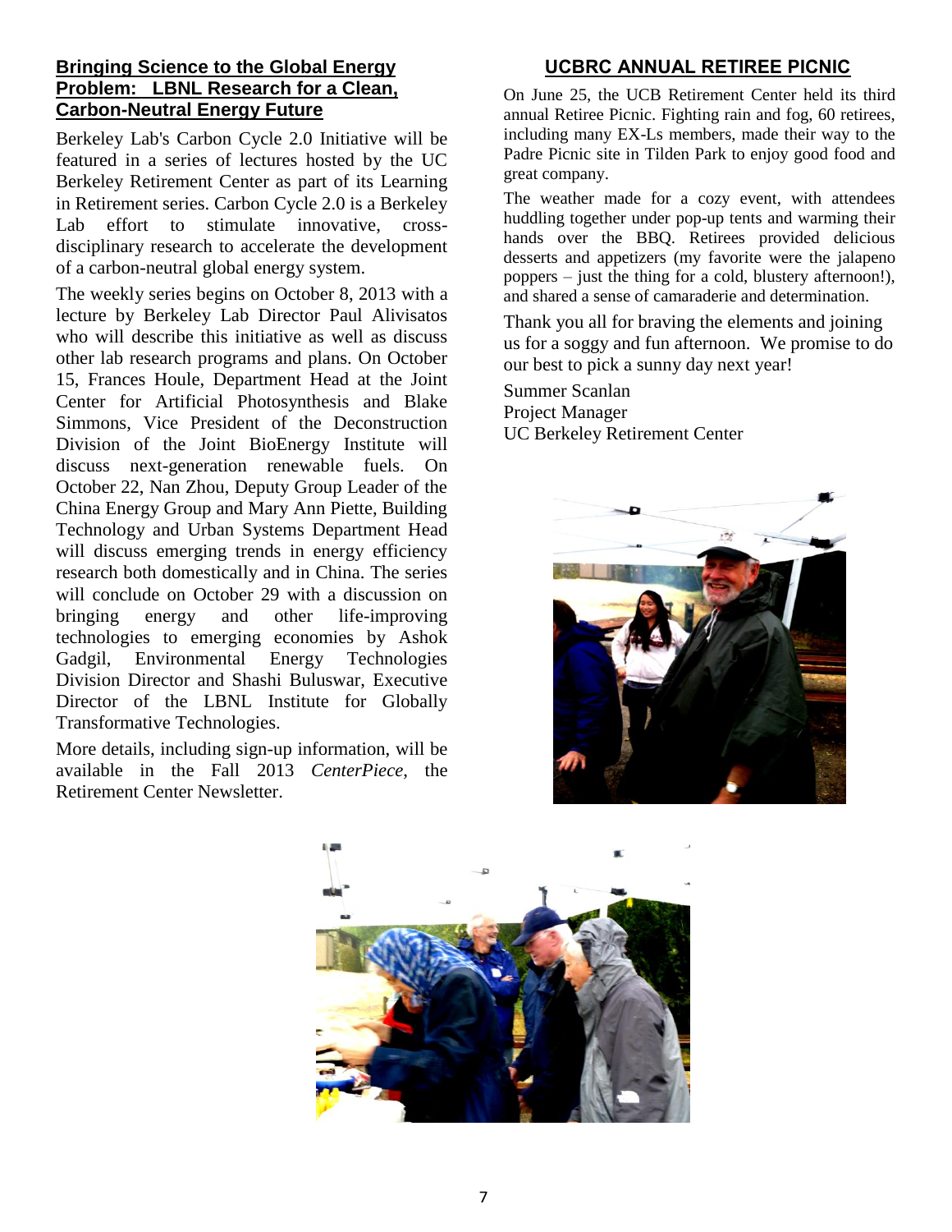## Bringing Science to the Global Energy Problem: LBNL Research for a Clean, Carbon-Neutral Energy Future

Berkeley Lab's Carbon Cycle 2.0 Initiative will be featured in a series of lectures hosted by the UC Berkeley Retirement Center as part of its Learning in Retirement series. Carbon Cycle 2.0 is a Berkeley Lab effort to stimulate innovative, cross-disciplinary research to accelerate the development of a carbon-neutral global energy system.

The weekly series begins on October 8, 2013 with a lecture by Berkeley Lab Director Paul Alivisatos who will describe this initiative as well as discuss other lab research programs and plans. On October 15, Frances Houle, Department Head at the Joint Center for Artificial Photosynthesis and Blake Simmons, Vice President of the Deconstruction Division of the Joint BioEnergy Institute will discuss next-generation renewable fuels. On October 22, Nan Zhou, Deputy Group Leader of the China Energy Group and Mary Ann Piette, Building Technology and Urban Systems Department Head will discuss emerging trends in energy efficiency research both domestically and in China. The series will conclude on October 29 with a discussion on bringing energy and other life-improving technologies to emerging economies by Ashok Gadgil, Environmental Energy Technologies Division Director and Shashi Buluswar, Executive Director of the LBNL Institute for Globally Transformative Technologies.

More details, including sign-up information, will be available in the Fall 2013 *CenterPiece*, the Retirement Center Newsletter.

## UCBRC ANNUAL RETIREE PICNIC

On June 25, the UCB Retirement Center held its third annual Retiree Picnic. Fighting rain and fog, 60 retirees, including many EX-Ls members, made their way to the Padre Picnic site in Tilden Park to enjoy good food and great company.

The weather made for a cozy event, with attendees huddling together under pop-up tents and warming their hands over the BBQ. Retirees provided delicious desserts and appetizers (my favorite were the jalapeno poppers – just the thing for a cold, blustery afternoon!), and shared a sense of camaraderie and determination.

Thank you all for braving the elements and joining us for a soggy and fun afternoon. We promise to do our best to pick a sunny day next year!

Summer Scanlan
Project Manager
UC Berkeley Retirement Center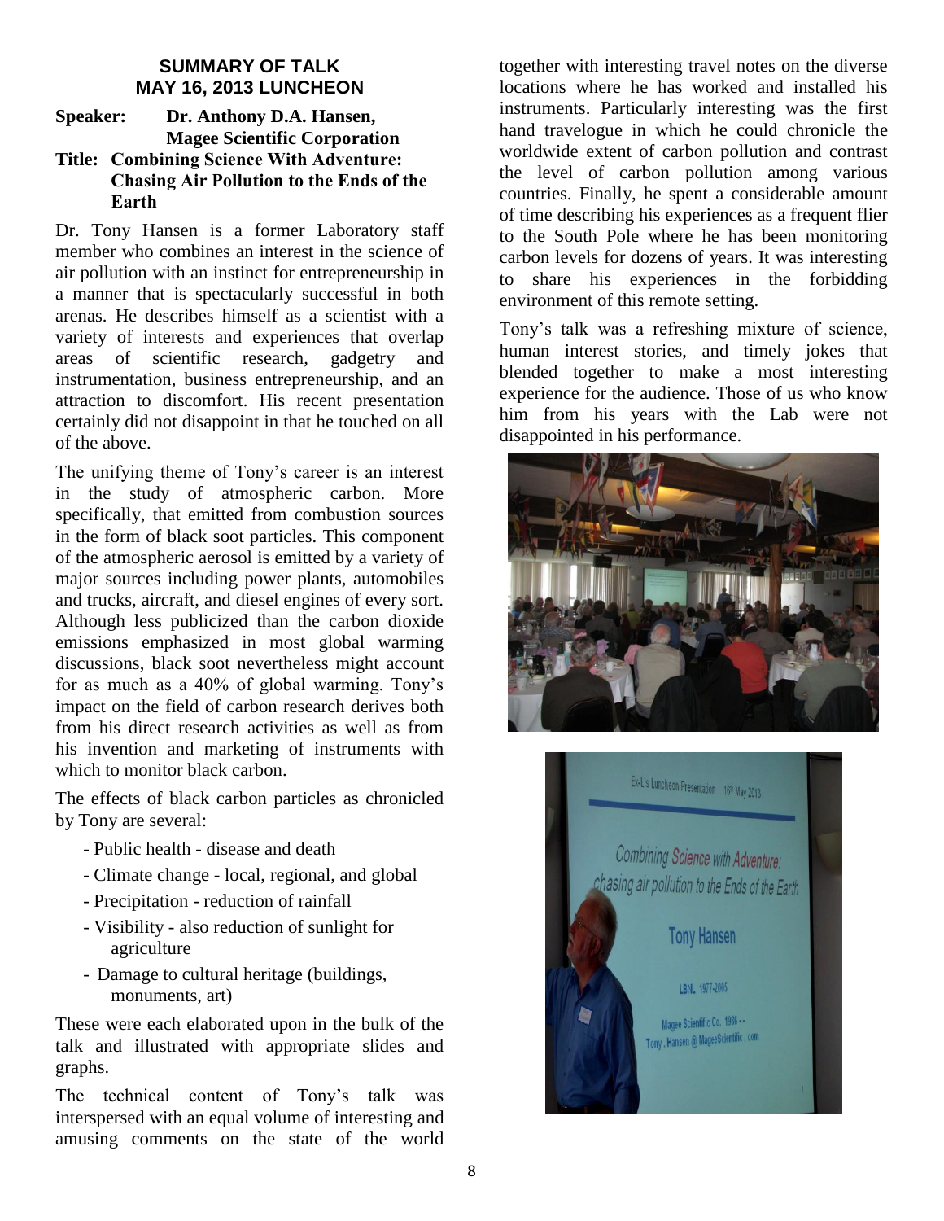**SUMMARY OF TALK**
**MAY 16, 2013 LUNCHEON**

**Speaker: Dr. Anthony D.A. Hansen, Magee Scientific Corporation**

**Title: Combining Science With Adventure: Chasing Air Pollution to the Ends of the Earth**

Dr. Tony Hansen is a former Laboratory staff member who combines an interest in the science of air pollution with an instinct for entrepreneurship in a manner that is spectacularly successful in both arenas. He describes himself as a scientist with a variety of interests and experiences that overlap areas of scientific research, gadgetry and instrumentation, business entrepreneurship, and an attraction to discomfort. His recent presentation certainly did not disappoint in that he touched on all of the above.

The unifying theme of Tony's career is an interest in the study of atmospheric carbon. More specifically, that emitted from combustion sources in the form of black soot particles. This component of the atmospheric aerosol is emitted by a variety of major sources including power plants, automobiles and trucks, aircraft, and diesel engines of every sort. Although less publicized than the carbon dioxide emissions emphasized in most global warming discussions, black soot nevertheless might account for as much as a 40% of global warming. Tony's impact on the field of carbon research derives both from his direct research activities as well as from his invention and marketing of instruments with which to monitor black carbon.

The effects of black carbon particles as chronicled by Tony are several:

- Public health - disease and death
- Climate change - local, regional, and global
- Precipitation - reduction of rainfall
- Visibility - also reduction of sunlight for agriculture
- Damage to cultural heritage (buildings, monuments, art)

These were each elaborated upon in the bulk of the talk and illustrated with appropriate slides and graphs.

The technical content of Tony's talk was interspersed with an equal volume of interesting and amusing comments on the state of the world together with interesting travel notes on the diverse locations where he has worked and installed his instruments. Particularly interesting was the first hand travelogue in which he could chronicle the worldwide extent of carbon pollution and contrast the level of carbon pollution among various countries. Finally, he spent a considerable amount of time describing his experiences as a frequent flier to the South Pole where he has been monitoring carbon levels for dozens of years. It was interesting to share his experiences in the forbidding environment of this remote setting.

Tony's talk was a refreshing mixture of science, human interest stories, and timely jokes that blended together to make a most interesting experience for the audience. Those of us who know him from his years with the Lab were not disappointed in his performance.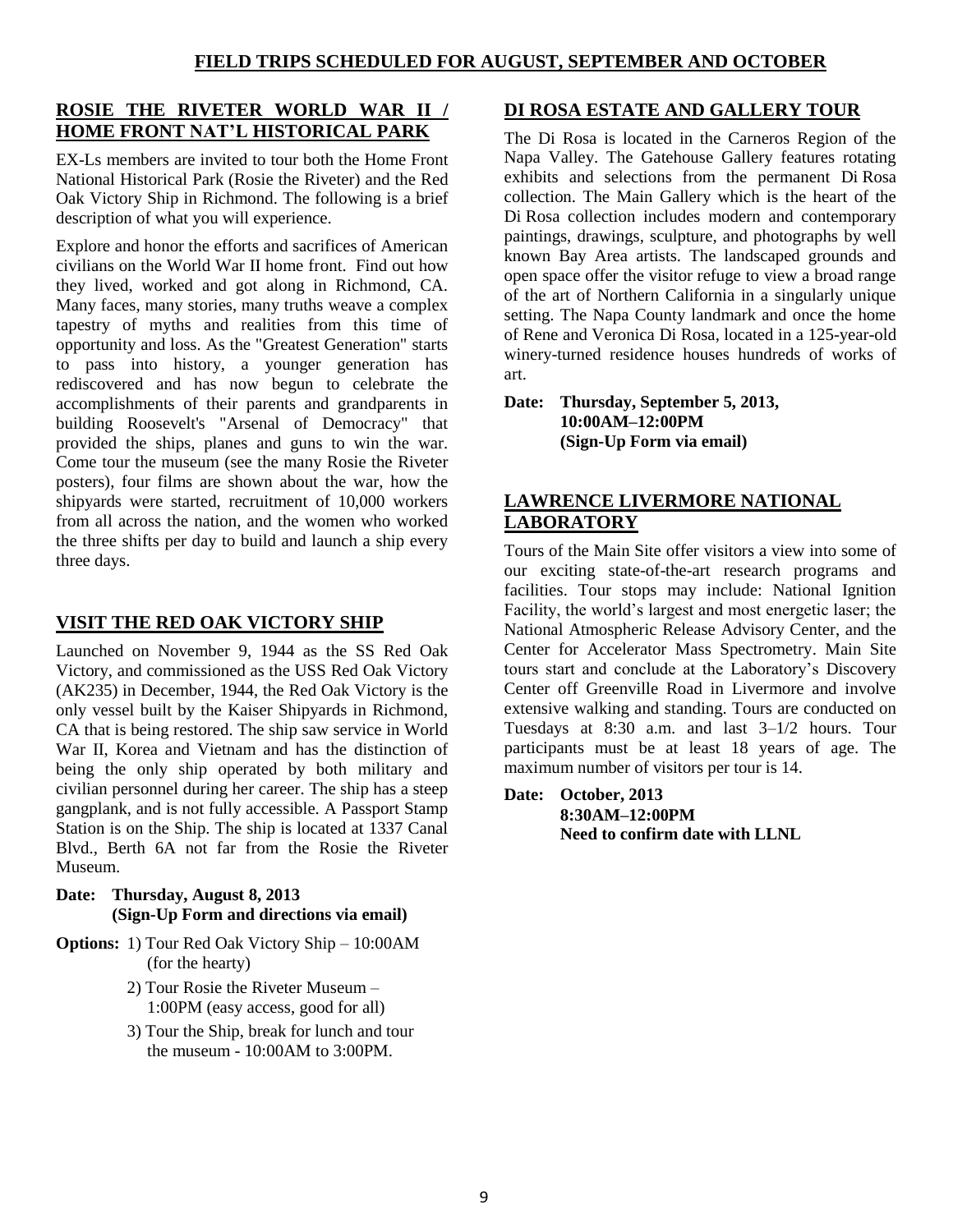# FIELD TRIPS SCHEDULED FOR AUGUST, SEPTEMBER AND OCTOBER

## ROSIE THE RIVETER WORLD WAR II / HOME FRONT NAT'L HISTORICAL PARK

EX-Ls members are invited to tour both the Home Front National Historical Park (Rosie the Riveter) and the Red Oak Victory Ship in Richmond. The following is a brief description of what you will experience.

Explore and honor the efforts and sacrifices of American civilians on the World War II home front. Find out how they lived, worked and got along in Richmond, CA. Many faces, many stories, many truths weave a complex tapestry of myths and realities from this time of opportunity and loss. As the "Greatest Generation" starts to pass into history, a younger generation has rediscovered and has now begun to celebrate the accomplishments of their parents and grandparents in building Roosevelt's "Arsenal of Democracy" that provided the ships, planes and guns to win the war. Come tour the museum (see the many Rosie the Riveter posters), four films are shown about the war, how the shipyards were started, recruitment of 10,000 workers from all across the nation, and the women who worked the three shifts per day to build and launch a ship every three days.

## VISIT THE RED OAK VICTORY SHIP

Launched on November 9, 1944 as the SS Red Oak Victory, and commissioned as the USS Red Oak Victory (AK235) in December, 1944, the Red Oak Victory is the only vessel built by the Kaiser Shipyards in Richmond, CA that is being restored. The ship saw service in World War II, Korea and Vietnam and has the distinction of being the only ship operated by both military and civilian personnel during her career. The ship has a steep gangplank, and is not fully accessible. A Passport Stamp Station is on the Ship. The ship is located at 1337 Canal Blvd., Berth 6A not far from the Rosie the Riveter Museum.

**Date: Thursday, August 8, 2013**
**(Sign-Up Form and directions via email)**

**Options:**
1) Tour Red Oak Victory Ship – 10:00AM (for the hearty)
2) Tour Rosie the Riveter Museum – 1:00PM (easy access, good for all)
3) Tour the Ship, break for lunch and tour the museum - 10:00AM to 3:00PM.

## DI ROSA ESTATE AND GALLERY TOUR

The Di Rosa is located in the Carneros Region of the Napa Valley. The Gatehouse Gallery features rotating exhibits and selections from the permanent Di Rosa collection. The Main Gallery which is the heart of the Di Rosa collection includes modern and contemporary paintings, drawings, sculpture, and photographs by well known Bay Area artists. The landscaped grounds and open space offer the visitor refuge to view a broad range of the art of Northern California in a singularly unique setting. The Napa County landmark and once the home of Rene and Veronica Di Rosa, located in a 125-year-old winery-turned residence houses hundreds of works of art.

**Date: Thursday, September 5, 2013,**
**10:00AM–12:00PM**
**(Sign-Up Form via email)**

## LAWRENCE LIVERMORE NATIONAL LABORATORY

Tours of the Main Site offer visitors a view into some of our exciting state-of-the-art research programs and facilities. Tour stops may include: National Ignition Facility, the world's largest and most energetic laser; the National Atmospheric Release Advisory Center, and the Center for Accelerator Mass Spectrometry. Main Site tours start and conclude at the Laboratory's Discovery Center off Greenville Road in Livermore and involve extensive walking and standing. Tours are conducted on Tuesdays at 8:30 a.m. and last 3–1/2 hours. Tour participants must be at least 18 years of age. The maximum number of visitors per tour is 14.

**Date: October, 2013**
**8:30AM–12:00PM**
**Need to confirm date with LLNL**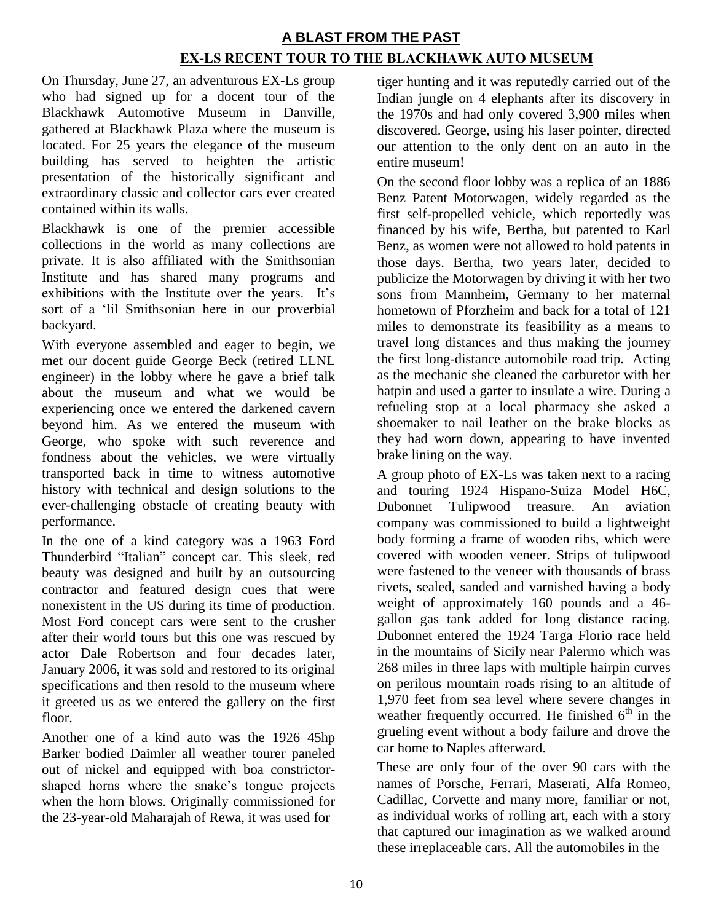## A BLAST FROM THE PAST

### EX-LS RECENT TOUR TO THE BLACKHAWK AUTO MUSEUM

On Thursday, June 27, an adventurous EX-Ls group who had signed up for a docent tour of the Blackhawk Automotive Museum in Danville, gathered at Blackhawk Plaza where the museum is located. For 25 years the elegance of the museum building has served to heighten the artistic presentation of the historically significant and extraordinary classic and collector cars ever created contained within its walls.

Blackhawk is one of the premier accessible collections in the world as many collections are private. It is also affiliated with the Smithsonian Institute and has shared many programs and exhibitions with the Institute over the years. It's sort of a 'lil Smithsonian here in our proverbial backyard.

With everyone assembled and eager to begin, we met our docent guide George Beck (retired LLNL engineer) in the lobby where he gave a brief talk about the museum and what we would be experiencing once we entered the darkened cavern beyond him. As we entered the museum with George, who spoke with such reverence and fondness about the vehicles, we were virtually transported back in time to witness automotive history with technical and design solutions to the ever-challenging obstacle of creating beauty with performance.

In the one of a kind category was a 1963 Ford Thunderbird "Italian" concept car. This sleek, red beauty was designed and built by an outsourcing contractor and featured design cues that were nonexistent in the US during its time of production. Most Ford concept cars were sent to the crusher after their world tours but this one was rescued by actor Dale Robertson and four decades later, January 2006, it was sold and restored to its original specifications and then resold to the museum where it greeted us as we entered the gallery on the first floor.

Another one of a kind auto was the 1926 45hp Barker bodied Daimler all weather tourer paneled out of nickel and equipped with boa constrictor-shaped horns where the snake's tongue projects when the horn blows. Originally commissioned for the 23-year-old Maharajah of Rewa, it was used for tiger hunting and it was reputedly carried out of the Indian jungle on 4 elephants after its discovery in the 1970s and had only covered 3,900 miles when discovered. George, using his laser pointer, directed our attention to the only dent on an auto in the entire museum!

On the second floor lobby was a replica of an 1886 Benz Patent Motorwagen, widely regarded as the first self-propelled vehicle, which reportedly was financed by his wife, Bertha, but patented to Karl Benz, as women were not allowed to hold patents in those days. Bertha, two years later, decided to publicize the Motorwagen by driving it with her two sons from Mannheim, Germany to her maternal hometown of Pforzheim and back for a total of 121 miles to demonstrate its feasibility as a means to travel long distances and thus making the journey the first long-distance automobile road trip. Acting as the mechanic she cleaned the carburetor with her hatpin and used a garter to insulate a wire. During a refueling stop at a local pharmacy she asked a shoemaker to nail leather on the brake blocks as they had worn down, appearing to have invented brake lining on the way.

A group photo of EX-Ls was taken next to a racing and touring 1924 Hispano-Suiza Model H6C, Dubonnet Tulipwood treasure. An aviation company was commissioned to build a lightweight body forming a frame of wooden ribs, which were covered with wooden veneer. Strips of tulipwood were fastened to the veneer with thousands of brass rivets, sealed, sanded and varnished having a body weight of approximately 160 pounds and a 46-gallon gas tank added for long distance racing. Dubonnet entered the 1924 Targa Florio race held in the mountains of Sicily near Palermo which was 268 miles in three laps with multiple hairpin curves on perilous mountain roads rising to an altitude of 1,970 feet from sea level where severe changes in weather frequently occurred. He finished 6th in the grueling event without a body failure and drove the car home to Naples afterward.

These are only four of the over 90 cars with the names of Porsche, Ferrari, Maserati, Alfa Romeo, Cadillac, Corvette and many more, familiar or not, as individual works of rolling art, each with a story that captured our imagination as we walked around these irreplaceable cars. All the automobiles in the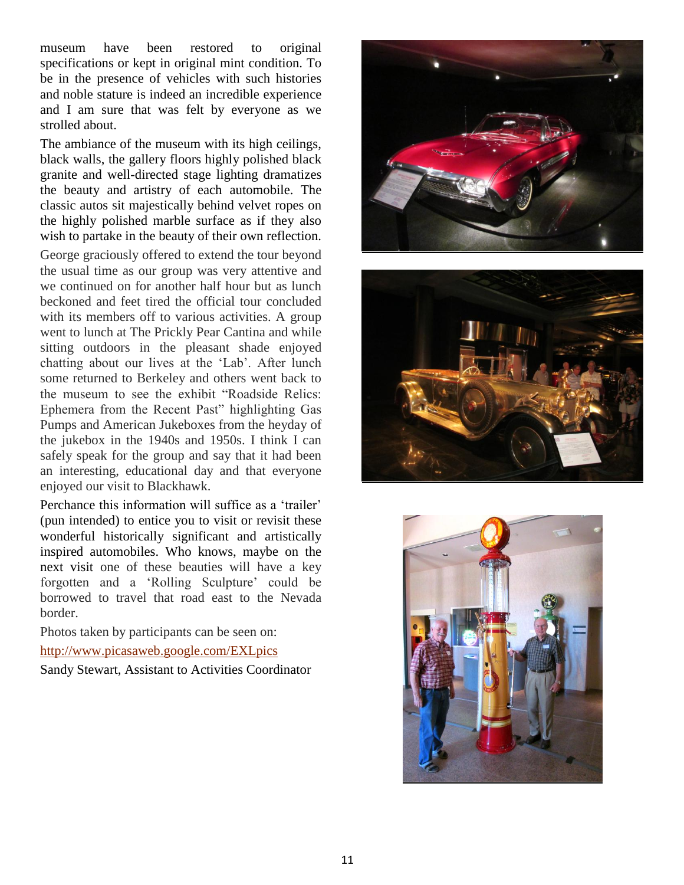museum have been restored to original specifications or kept in original mint condition. To be in the presence of vehicles with such histories and noble stature is indeed an incredible experience and I am sure that was felt by everyone as we strolled about.

The ambiance of the museum with its high ceilings, black walls, the gallery floors highly polished black granite and well-directed stage lighting dramatizes the beauty and artistry of each automobile. The classic autos sit majestically behind velvet ropes on the highly polished marble surface as if they also wish to partake in the beauty of their own reflection.

George graciously offered to extend the tour beyond the usual time as our group was very attentive and we continued on for another half hour but as lunch beckoned and feet tired the official tour concluded with its members off to various activities. A group went to lunch at The Prickly Pear Cantina and while sitting outdoors in the pleasant shade enjoyed chatting about our lives at the 'Lab'. After lunch some returned to Berkeley and others went back to the museum to see the exhibit "Roadside Relics: Ephemera from the Recent Past" highlighting Gas Pumps and American Jukeboxes from the heyday of the jukebox in the 1940s and 1950s. I think I can safely speak for the group and say that it had been an interesting, educational day and that everyone enjoyed our visit to Blackhawk.

Perchance this information will suffice as a 'trailer' (pun intended) to entice you to visit or revisit these wonderful historically significant and artistically inspired automobiles. Who knows, maybe on the next visit one of these beauties will have a key forgotten and a 'Rolling Sculpture' could be borrowed to travel that road east to the Nevada border.

Photos taken by participants can be seen on:

http://www.picasaweb.google.com/EXLpics

Sandy Stewart, Assistant to Activities Coordinator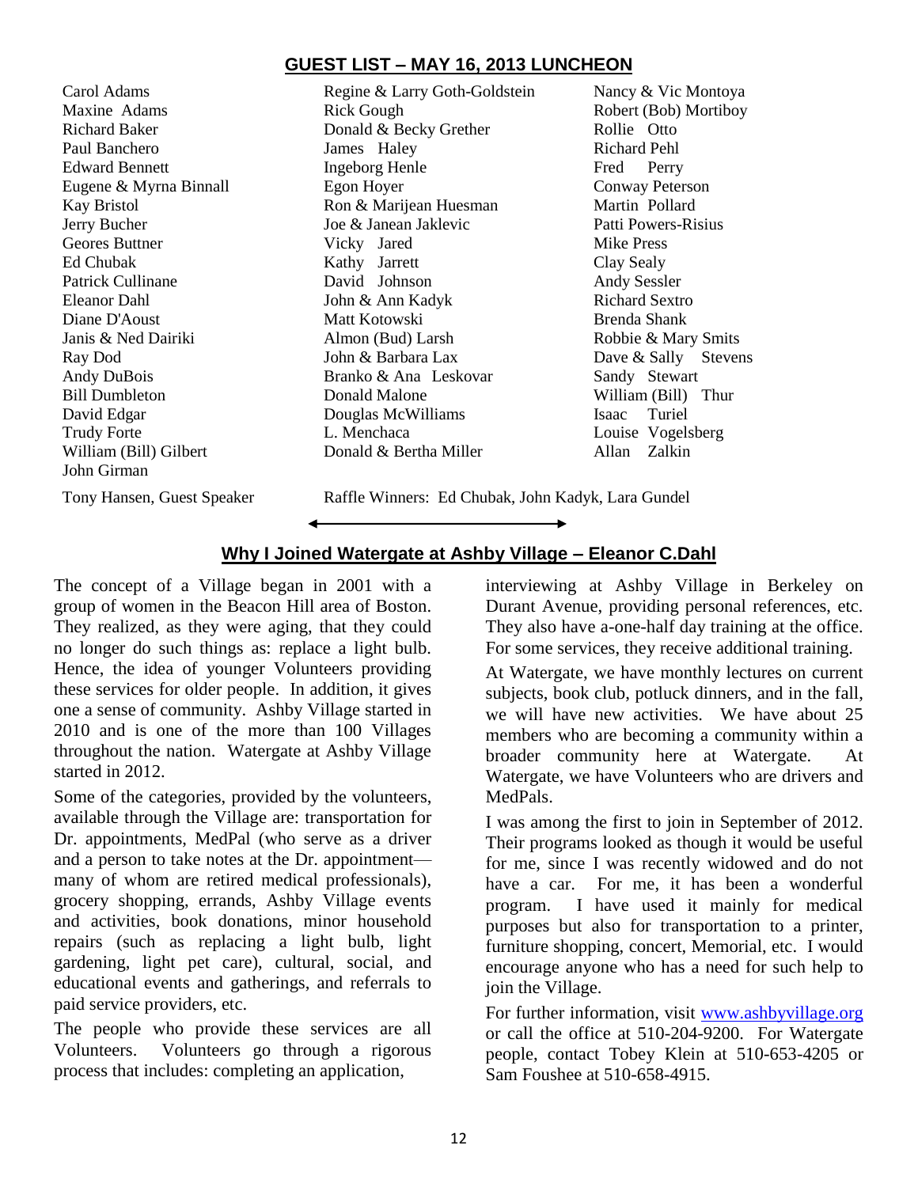## GUEST LIST – MAY 16, 2013 LUNCHEON

Carol Adams
Maxine Adams
Richard Baker
Paul Banchero
Edward Bennett
Eugene & Myrna Binnall
Kay Bristol
Jerry Bucher
Geores Buttner
Ed Chubak
Patrick Cullinane
Eleanor Dahl
Diane D'Aoust
Janis & Ned Dairiki
Ray Dod
Andy DuBois
Bill Dumbleton
David Edgar
Trudy Forte
William (Bill) Gilbert
John Girman

Regine & Larry Goth-Goldstein
Rick Gough
Donald & Becky Grether
James Haley
Ingeborg Henle
Egon Hoyer
Ron & Marijean Huesman
Joe & Janean Jaklevic
Vicky Jared
Kathy Jarrett
David Johnson
John & Ann Kadyk
Matt Kotowski
Almon (Bud) Larsh
John & Barbara Lax
Branko & Ana Leskovar
Donald Malone
Douglas McWilliams
L. Menchaca
Donald & Bertha Miller

Nancy & Vic Montoya
Robert (Bob) Mortiboy
Rollie Otto
Richard Pehl
Fred Perry
Conway Peterson
Martin Pollard
Patti Powers-Risius
Mike Press
Clay Sealy
Andy Sessler
Richard Sextro
Brenda Shank
Robbie & Mary Smits
Dave & Sally Stevens
Sandy Stewart
William (Bill) Thur
Isaac Turiel
Louise Vogelsberg
Allan Zalkin

Tony Hansen, Guest Speaker

Raffle Winners: Ed Chubak, John Kadyk, Lara Gundel

## Why I Joined Watergate at Ashby Village – Eleanor C.Dahl

The concept of a Village began in 2001 with a group of women in the Beacon Hill area of Boston. They realized, as they were aging, that they could no longer do such things as: replace a light bulb. Hence, the idea of younger Volunteers providing these services for older people. In addition, it gives one a sense of community. Ashby Village started in 2010 and is one of the more than 100 Villages throughout the nation. Watergate at Ashby Village started in 2012.

Some of the categories, provided by the volunteers, available through the Village are: transportation for Dr. appointments, MedPal (who serve as a driver and a person to take notes at the Dr. appointment—many of whom are retired medical professionals), grocery shopping, errands, Ashby Village events and activities, book donations, minor household repairs (such as replacing a light bulb, light gardening, light pet care), cultural, social, and educational events and gatherings, and referrals to paid service providers, etc.

The people who provide these services are all Volunteers. Volunteers go through a rigorous process that includes: completing an application, interviewing at Ashby Village in Berkeley on Durant Avenue, providing personal references, etc. They also have a-one-half day training at the office. For some services, they receive additional training.

At Watergate, we have monthly lectures on current subjects, book club, potluck dinners, and in the fall, we will have new activities. We have about 25 members who are becoming a community within a broader community here at Watergate. At Watergate, we have Volunteers who are drivers and MedPals.

I was among the first to join in September of 2012. Their programs looked as though it would be useful for me, since I was recently widowed and do not have a car. For me, it has been a wonderful program. I have used it mainly for medical purposes but also for transportation to a printer, furniture shopping, concert, Memorial, etc. I would encourage anyone who has a need for such help to join the Village.

For further information, visit www.ashbyvillage.org or call the office at 510-204-9200. For Watergate people, contact Tobey Klein at 510-653-4205 or Sam Foushee at 510-658-4915.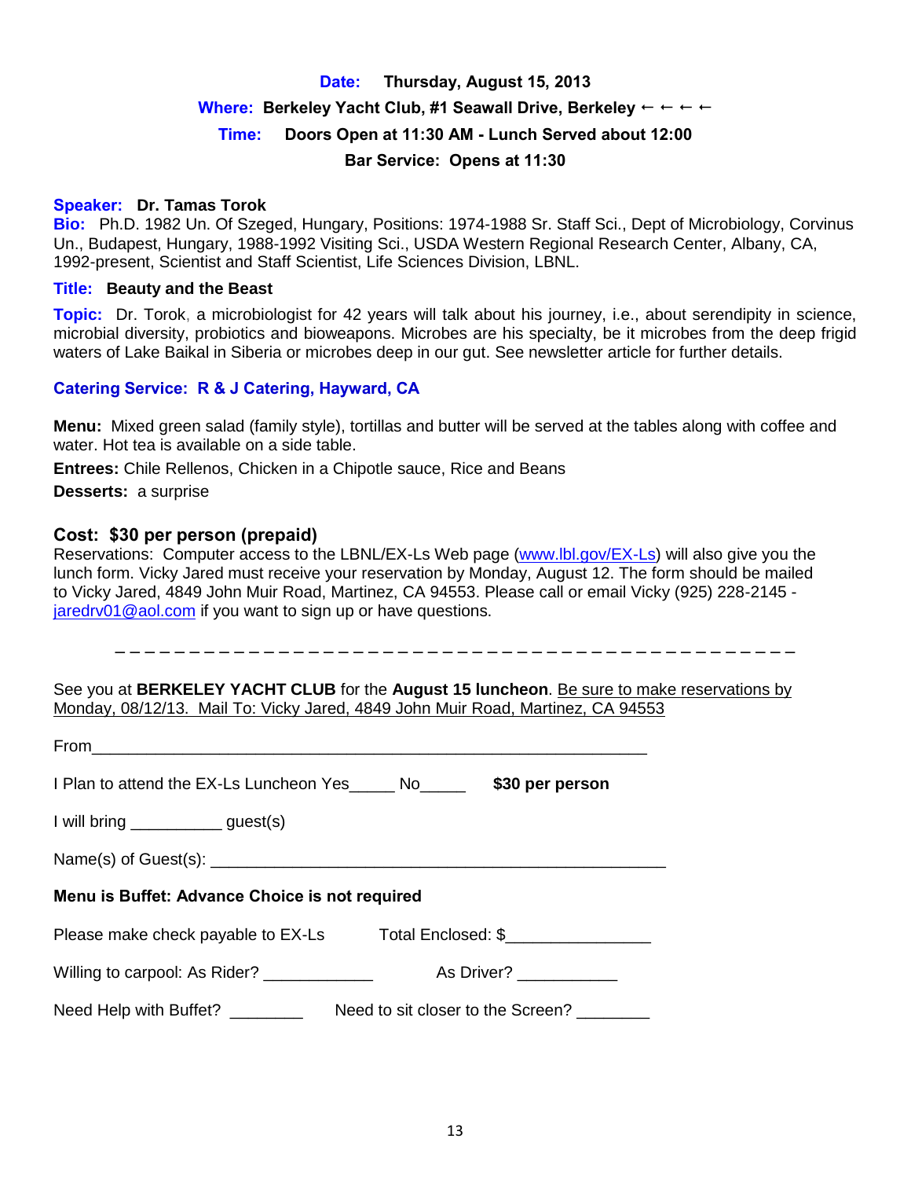**Date:** **Thursday, August 15, 2013**

**Where:** **Berkeley Yacht Club, #1 Seawall Drive, Berkeley ← ← ← ←**

**Time:** **Doors Open at 11:30 AM - Lunch Served about 12:00**

**Bar Service: Opens at 11:30**

**Speaker:** **Dr. Tamas Torok**

**Bio:** Ph.D. 1982 Un. Of Szeged, Hungary, Positions: 1974-1988 Sr. Staff Sci., Dept of Microbiology, Corvinus Un., Budapest, Hungary, 1988-1992 Visiting Sci., USDA Western Regional Research Center, Albany, CA, 1992-present, Scientist and Staff Scientist, Life Sciences Division, LBNL.

**Title:** **Beauty and the Beast**

**Topic:** Dr. Torok, a microbiologist for 42 years will talk about his journey, i.e., about serendipity in science, microbial diversity, probiotics and bioweapons. Microbes are his specialty, be it microbes from the deep frigid waters of Lake Baikal in Siberia or microbes deep in our gut. See newsletter article for further details.

**Catering Service: R & J Catering, Hayward, CA**

**Menu:** Mixed green salad (family style), tortillas and butter will be served at the tables along with coffee and water. Hot tea is available on a side table.

**Entrees:** Chile Rellenos, Chicken in a Chipotle sauce, Rice and Beans

**Desserts:** a surprise

## Cost: $30 per person (prepaid)

Reservations: Computer access to the LBNL/EX-Ls Web page (www.lbl.gov/EX-Ls) will also give you the lunch form. Vicky Jared must receive your reservation by Monday, August 12. The form should be mailed to Vicky Jared, 4849 John Muir Road, Martinez, CA 94553. Please call or email Vicky (925) 228-2145 - jaredrv01@aol.com if you want to sign up or have questions.

– – – – – – – – – – – – – – – – – – – – – – – – – – – – – – – – – – – – – – – – – – – – –

See you at **BERKELEY YACHT CLUB** for the **August 15 luncheon**. Be sure to make reservations by Monday, 08/12/13. Mail To: Vicky Jared, 4849 John Muir Road, Martinez, CA 94553

From_______________________________________________________________

I Plan to attend the EX-Ls Luncheon Yes_____ No_____ **$30 per person**

I will bring __________ guest(s)

Name(s) of Guest(s): ____________________________________________________

**Menu is Buffet: Advance Choice is not required**

Please make check payable to EX-Ls Total Enclosed: $_______________

Willing to carpool: As Rider? ____________ As Driver? ___________

Need Help with Buffet? ________ Need to sit closer to the Screen? ________